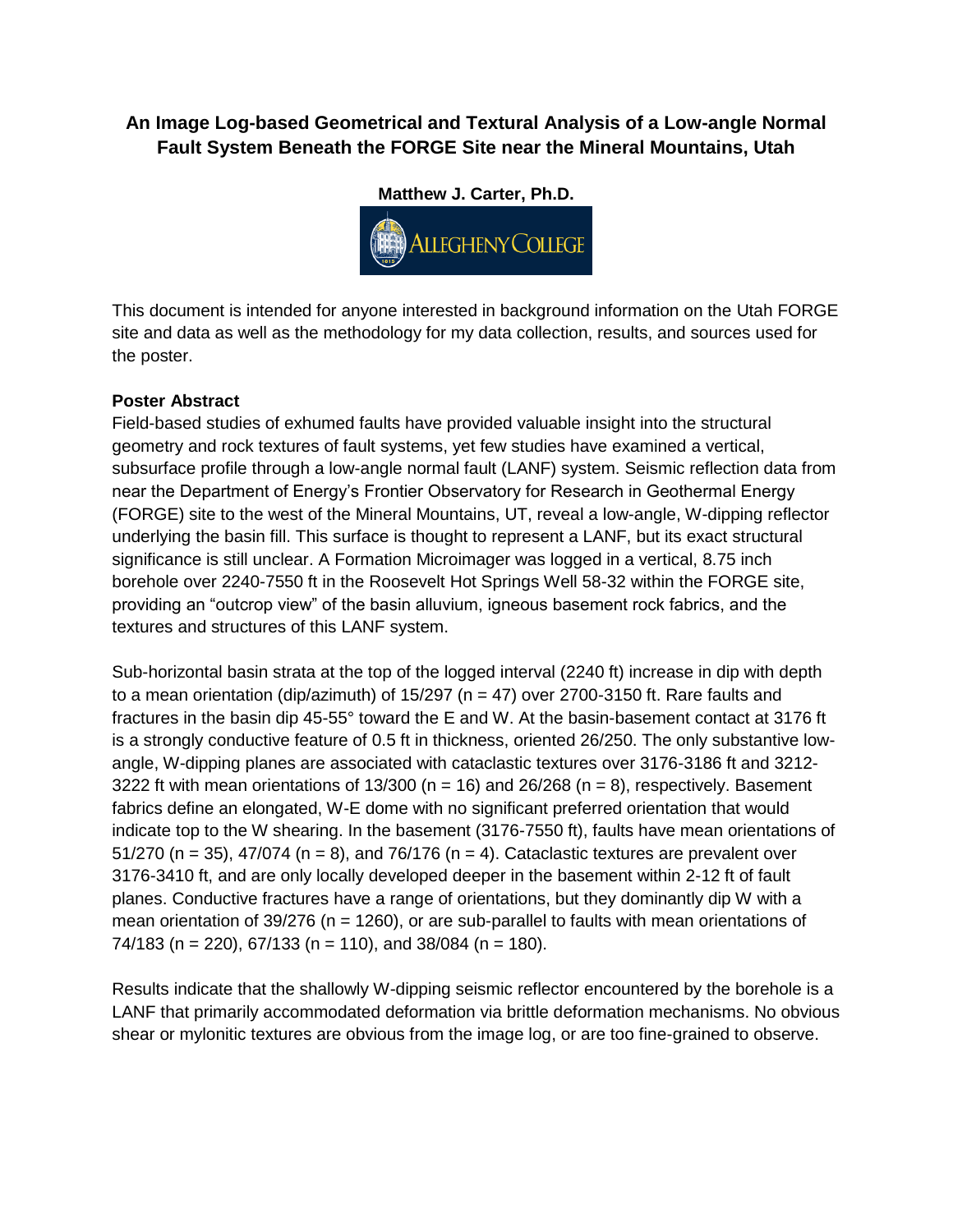# An Image Log-based Geometrical and Textural Analysis of a Low-angle Normal Fault System Beneath the FORGE Site near the Mineral Mountains, Utah

**Matthew J. Carter, Ph.D.**

ALLEGHENY COLLEGE

This document is intended for anyone interested in background information on the Utah FORGE site and data as well as the methodology for my data collection, results, and sources used for the poster.

**Poster Abstract**

Field-based studies of exhumed faults have provided valuable insight into the structural geometry and rock textures of fault systems, yet few studies have examined a vertical, subsurface profile through a low-angle normal fault (LANF) system. Seismic reflection data from near the Department of Energy's Frontier Observatory for Research in Geothermal Energy (FORGE) site to the west of the Mineral Mountains, UT, reveal a low-angle, W-dipping reflector underlying the basin fill. This surface is thought to represent a LANF, but its exact structural significance is still unclear. A Formation Microimager was logged in a vertical, 8.75 inch borehole over 2240-7550 ft in the Roosevelt Hot Springs Well 58-32 within the FORGE site, providing an "outcrop view" of the basin alluvium, igneous basement rock fabrics, and the textures and structures of this LANF system.

Sub-horizontal basin strata at the top of the logged interval (2240 ft) increase in dip with depth to a mean orientation (dip/azimuth) of 15/297 (n = 47) over 2700-3150 ft. Rare faults and fractures in the basin dip 45-55° toward the E and W. At the basin-basement contact at 3176 ft is a strongly conductive feature of 0.5 ft in thickness, oriented 26/250. The only substantive low-angle, W-dipping planes are associated with cataclastic textures over 3176-3186 ft and 3212-3222 ft with mean orientations of 13/300 (n = 16) and 26/268 (n = 8), respectively. Basement fabrics define an elongated, W-E dome with no significant preferred orientation that would indicate top to the W shearing. In the basement (3176-7550 ft), faults have mean orientations of 51/270 (n = 35), 47/074 (n = 8), and 76/176 (n = 4). Cataclastic textures are prevalent over 3176-3410 ft, and are only locally developed deeper in the basement within 2-12 ft of fault planes. Conductive fractures have a range of orientations, but they dominantly dip W with a mean orientation of 39/276 (n = 1260), or are sub-parallel to faults with mean orientations of 74/183 (n = 220), 67/133 (n = 110), and 38/084 (n = 180).

Results indicate that the shallowly W-dipping seismic reflector encountered by the borehole is a LANF that primarily accommodated deformation via brittle deformation mechanisms. No obvious shear or mylonitic textures are obvious from the image log, or are too fine-grained to observe.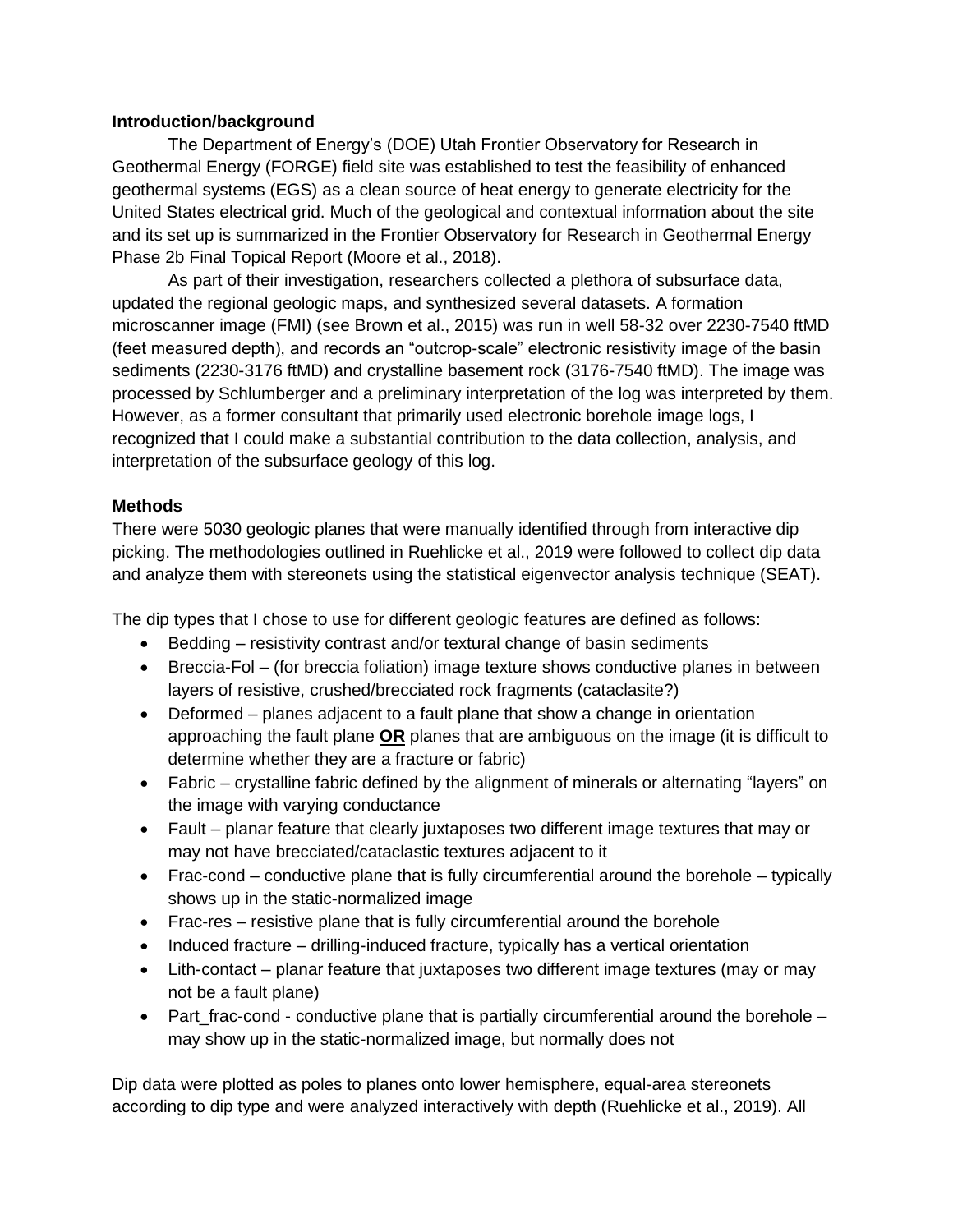**Introduction/background**

The Department of Energy's (DOE) Utah Frontier Observatory for Research in Geothermal Energy (FORGE) field site was established to test the feasibility of enhanced geothermal systems (EGS) as a clean source of heat energy to generate electricity for the United States electrical grid. Much of the geological and contextual information about the site and its set up is summarized in the Frontier Observatory for Research in Geothermal Energy Phase 2b Final Topical Report (Moore et al., 2018).

As part of their investigation, researchers collected a plethora of subsurface data, updated the regional geologic maps, and synthesized several datasets. A formation microscanner image (FMI) (see Brown et al., 2015) was run in well 58-32 over 2230-7540 ftMD (feet measured depth), and records an "outcrop-scale" electronic resistivity image of the basin sediments (2230-3176 ftMD) and crystalline basement rock (3176-7540 ftMD). The image was processed by Schlumberger and a preliminary interpretation of the log was interpreted by them. However, as a former consultant that primarily used electronic borehole image logs, I recognized that I could make a substantial contribution to the data collection, analysis, and interpretation of the subsurface geology of this log.

**Methods**

There were 5030 geologic planes that were manually identified through from interactive dip picking. The methodologies outlined in Ruehlicke et al., 2019 were followed to collect dip data and analyze them with stereonets using the statistical eigenvector analysis technique (SEAT).

The dip types that I chose to use for different geologic features are defined as follows:

- Bedding – resistivity contrast and/or textural change of basin sediments
- Breccia-Fol – (for breccia foliation) image texture shows conductive planes in between layers of resistive, crushed/brecciated rock fragments (cataclasite?)
- Deformed – planes adjacent to a fault plane that show a change in orientation approaching the fault plane **OR** planes that are ambiguous on the image (it is difficult to determine whether they are a fracture or fabric)
- Fabric – crystalline fabric defined by the alignment of minerals or alternating "layers" on the image with varying conductance
- Fault – planar feature that clearly juxtaposes two different image textures that may or may not have brecciated/cataclastic textures adjacent to it
- Frac-cond – conductive plane that is fully circumferential around the borehole – typically shows up in the static-normalized image
- Frac-res – resistive plane that is fully circumferential around the borehole
- Induced fracture – drilling-induced fracture, typically has a vertical orientation
- Lith-contact – planar feature that juxtaposes two different image textures (may or may not be a fault plane)
- Part_frac-cond - conductive plane that is partially circumferential around the borehole – may show up in the static-normalized image, but normally does not

Dip data were plotted as poles to planes onto lower hemisphere, equal-area stereonets according to dip type and were analyzed interactively with depth (Ruehlicke et al., 2019). All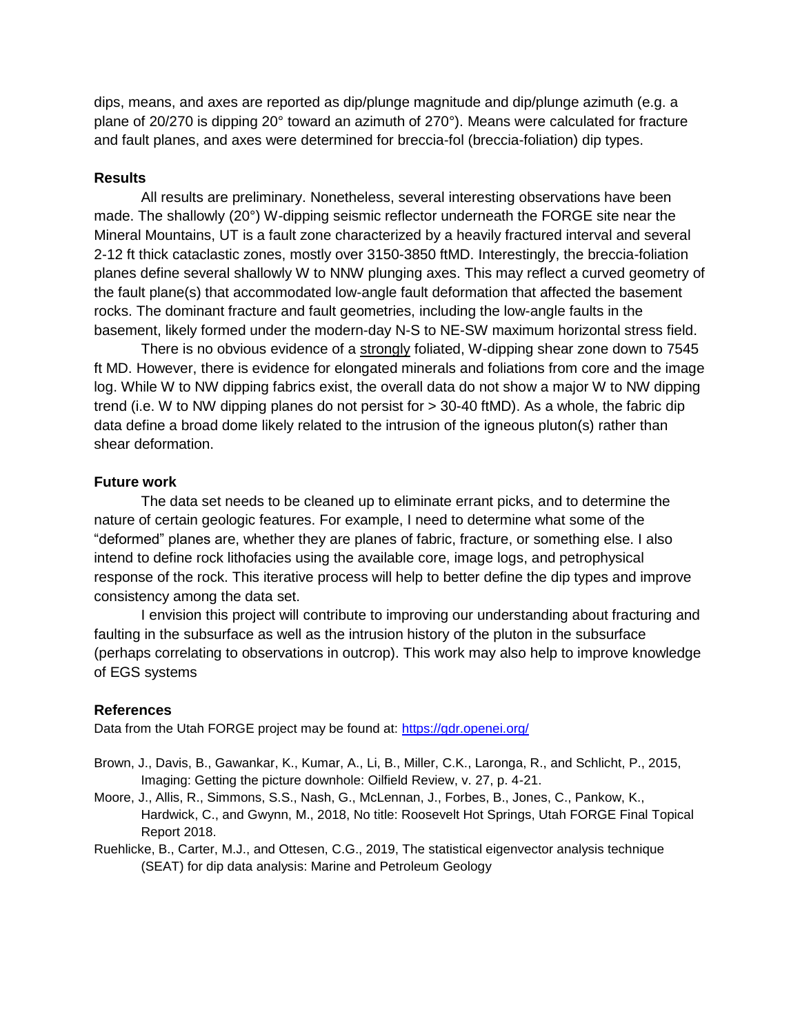dips, means, and axes are reported as dip/plunge magnitude and dip/plunge azimuth (e.g. a plane of 20/270 is dipping 20° toward an azimuth of 270°). Means were calculated for fracture and fault planes, and axes were determined for breccia-fol (breccia-foliation) dip types.

**Results**

All results are preliminary. Nonetheless, several interesting observations have been made. The shallowly (20°) W-dipping seismic reflector underneath the FORGE site near the Mineral Mountains, UT is a fault zone characterized by a heavily fractured interval and several 2-12 ft thick cataclastic zones, mostly over 3150-3850 ftMD. Interestingly, the breccia-foliation planes define several shallowly W to NNW plunging axes. This may reflect a curved geometry of the fault plane(s) that accommodated low-angle fault deformation that affected the basement rocks. The dominant fracture and fault geometries, including the low-angle faults in the basement, likely formed under the modern-day N-S to NE-SW maximum horizontal stress field.

There is no obvious evidence of a strongly foliated, W-dipping shear zone down to 7545 ft MD. However, there is evidence for elongated minerals and foliations from core and the image log. While W to NW dipping fabrics exist, the overall data do not show a major W to NW dipping trend (i.e. W to NW dipping planes do not persist for > 30-40 ftMD). As a whole, the fabric dip data define a broad dome likely related to the intrusion of the igneous pluton(s) rather than shear deformation.

**Future work**

The data set needs to be cleaned up to eliminate errant picks, and to determine the nature of certain geologic features. For example, I need to determine what some of the "deformed" planes are, whether they are planes of fabric, fracture, or something else. I also intend to define rock lithofacies using the available core, image logs, and petrophysical response of the rock. This iterative process will help to better define the dip types and improve consistency among the data set.

I envision this project will contribute to improving our understanding about fracturing and faulting in the subsurface as well as the intrusion history of the pluton in the subsurface (perhaps correlating to observations in outcrop). This work may also help to improve knowledge of EGS systems

**References**

Data from the Utah FORGE project may be found at: https://gdr.openei.org/

Brown, J., Davis, B., Gawankar, K., Kumar, A., Li, B., Miller, C.K., Laronga, R., and Schlicht, P., 2015, Imaging: Getting the picture downhole: Oilfield Review, v. 27, p. 4-21.

Moore, J., Allis, R., Simmons, S.S., Nash, G., McLennan, J., Forbes, B., Jones, C., Pankow, K., Hardwick, C., and Gwynn, M., 2018, No title: Roosevelt Hot Springs, Utah FORGE Final Topical Report 2018.

Ruehlicke, B., Carter, M.J., and Ottesen, C.G., 2019, The statistical eigenvector analysis technique (SEAT) for dip data analysis: Marine and Petroleum Geology